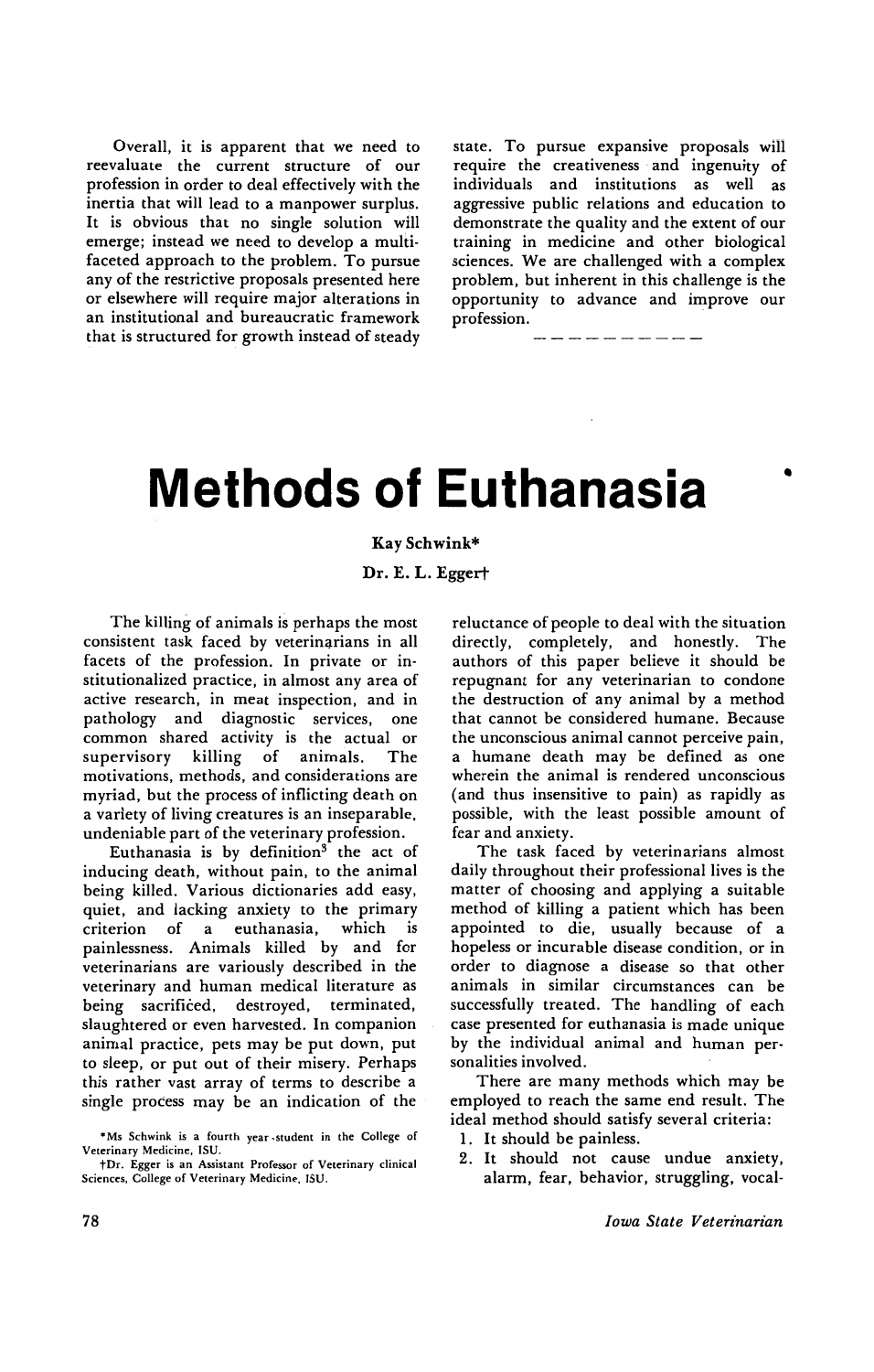Overall, it is apparent that we need to reevaluate the current structure of our profession in order to deal effectively with the inertia that will lead to a manpower surplus. It is obvious that no single solution will emerge; instead we need to develop a multi-faceted approach to the problem. To pursue any of the restrictive proposals presented here or elsewhere will require major alterations in an institutional and bureaucratic framework that is structured for growth instead of steady state. To pursue expansive proposals will require the creativeness and ingenuity of individuals and institutions as well as aggressive public relations and education to demonstrate the quality and the extent of our training in medicine and other biological sciences. We are challenged with a complex problem, but inherent in this challenge is the opportunity to advance and improve our profession.

---

# Methods of Euthanasia

**Kay Schwink***

**Dr. E. L. Eggert†**

The killing of animals is perhaps the most consistent task faced by veterinarians in all facets of the profession. In private or institutionalized practice, in almost any area of active research, in meat inspection, and in pathology and diagnostic services, one common shared activity is the actual or supervisory killing of animals. The motivations, methods, and considerations are myriad, but the process of inflicting death on a variety of living creatures is an inseparable, undeniable part of the veterinary profession.

Euthanasia is by definition[3] the act of inducing death, without pain, to the animal being killed. Various dictionaries add easy, quiet, and lacking anxiety to the primary criterion of a euthanasia, which is painlessness. Animals killed by and for veterinarians are variously described in the veterinary and human medical literature as being sacrificed, destroyed, terminated, slaughtered or even harvested. In companion animal practice, pets may be put down, put to sleep, or put out of their misery. Perhaps this rather vast array of terms to describe a single process may be an indication of the reluctance of people to deal with the situation directly, completely, and honestly. The authors of this paper believe it should be repugnant for any veterinarian to condone the destruction of any animal by a method that cannot be considered humane. Because the unconscious animal cannot perceive pain, a humane death may be defined as one wherein the animal is rendered unconscious (and thus insensitive to pain) as rapidly as possible, with the least possible amount of fear and anxiety.

The task faced by veterinarians almost daily throughout their professional lives is the matter of choosing and applying a suitable method of killing a patient which has been appointed to die, usually because of a hopeless or incurable disease condition, or in order to diagnose a disease so that other animals in similar circumstances can be successfully treated. The handling of each case presented for euthanasia is made unique by the individual animal and human personalities involved.

There are many methods which may be employed to reach the same end result. The ideal method should satisfy several criteria:

1. It should be painless.
2. It should not cause undue anxiety, alarm, fear, behavior, struggling, vocal-

*Ms Schwink is a fourth year student in the College of Veterinary Medicine, ISU.

†Dr. Egger is an Assistant Professor of Veterinary clinical Sciences, College of Veterinary Medicine, ISU.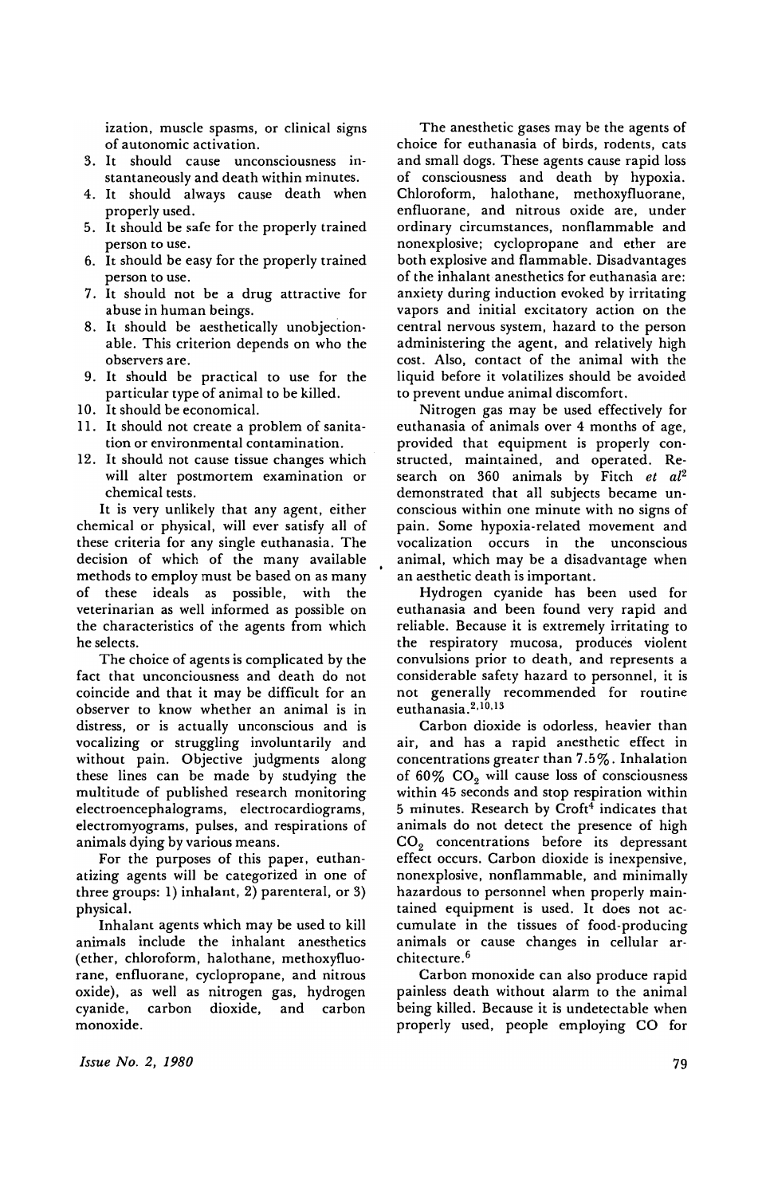ization, muscle spasms, or clinical signs of autonomic activation.

3. It should cause unconsciousness instantaneously and death within minutes.
4. It should always cause death when properly used.
5. It should be safe for the properly trained person to use.
6. It should be easy for the properly trained person to use.
7. It should not be a drug attractive for abuse in human beings.
8. It should be aesthetically unobjectionable. This criterion depends on who the observers are.
9. It should be practical to use for the particular type of animal to be killed.
10. It should be economical.
11. It should not create a problem of sanitation or environmental contamination.
12. It should not cause tissue changes which will alter postmortem examination or chemical tests.

It is very unlikely that any agent, either chemical or physical, will ever satisfy all of these criteria for any single euthanasia. The decision of which of the many available methods to employ must be based on as many of these ideals as possible, with the veterinarian as well informed as possible on the characteristics of the agents from which he selects.

The choice of agents is complicated by the fact that unconsciousness and death do not coincide and that it may be difficult for an observer to know whether an animal is in distress, or is actually unconscious and is vocalizing or struggling involuntarily and without pain. Objective judgments along these lines can be made by studying the multitude of published research monitoring electroencephalograms, electrocardiograms, electromyograms, pulses, and respirations of animals dying by various means.

For the purposes of this paper, euthanatizing agents will be categorized in one of three groups: 1) inhalant, 2) parenteral, or 3) physical.

Inhalant agents which may be used to kill animals include the inhalant anesthetics (ether, chloroform, halothane, methoxyfluorane, enfluorane, cyclopropane, and nitrous oxide), as well as nitrogen gas, hydrogen cyanide, carbon dioxide, and carbon monoxide.

The anesthetic gases may be the agents of choice for euthanasia of birds, rodents, cats and small dogs. These agents cause rapid loss of consciousness and death by hypoxia. Chloroform, halothane, methoxyfluorane, enfluorane, and nitrous oxide are, under ordinary circumstances, nonflammable and nonexplosive; cyclopropane and ether are both explosive and flammable. Disadvantages of the inhalant anesthetics for euthanasia are: anxiety during induction evoked by irritating vapors and initial excitatory action on the central nervous system, hazard to the person administering the agent, and relatively high cost. Also, contact of the animal with the liquid before it volatilizes should be avoided to prevent undue animal discomfort.

Nitrogen gas may be used effectively for euthanasia of animals over 4 months of age, provided that equipment is properly constructed, maintained, and operated. Research on 360 animals by Fitch *et al*[2] demonstrated that all subjects became unconscious within one minute with no signs of pain. Some hypoxia-related movement and vocalization occurs in the unconscious animal, which may be a disadvantage when an aesthetic death is important.

Hydrogen cyanide has been used for euthanasia and been found very rapid and reliable. Because it is extremely irritating to the respiratory mucosa, produces violent convulsions prior to death, and represents a considerable safety hazard to personnel, it is not generally recommended for routine euthanasia.[2,10,13]

Carbon dioxide is odorless, heavier than air, and has a rapid anesthetic effect in concentrations greater than 7.5%. Inhalation of 60% $CO_2$ will cause loss of consciousness within 45 seconds and stop respiration within 5 minutes. Research by Croft[4] indicates that animals do not detect the presence of high $CO_2$ concentrations before its depressant effect occurs. Carbon dioxide is inexpensive, nonexplosive, nonflammable, and minimally hazardous to personnel when properly maintained equipment is used. It does not accumulate in the tissues of food-producing animals or cause changes in cellular architecture.[6]

Carbon monoxide can also produce rapid painless death without alarm to the animal being killed. Because it is undetectable when properly used, people employing CO for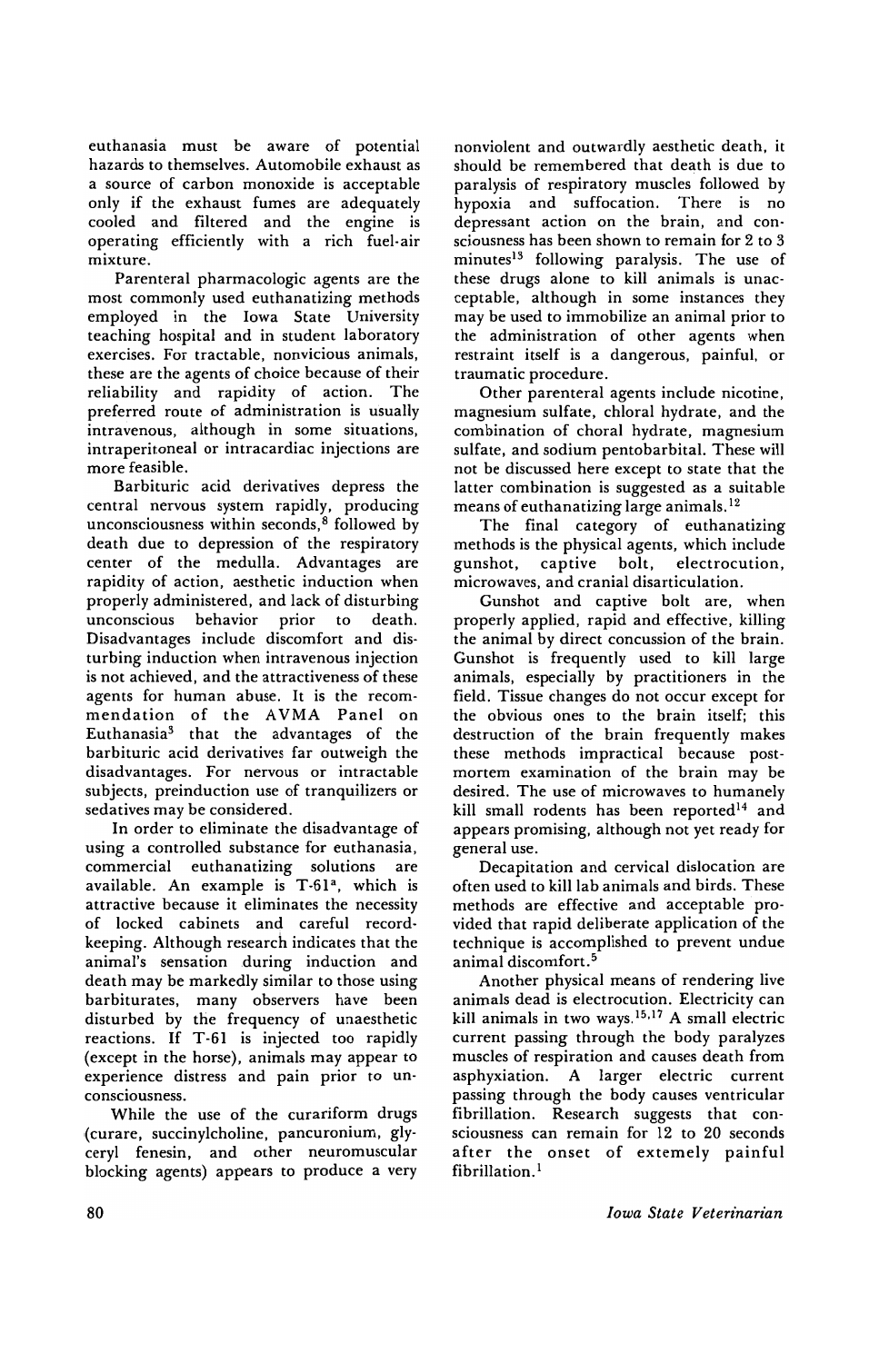euthanasia must be aware of potential hazards to themselves. Automobile exhaust as a source of carbon monoxide is acceptable only if the exhaust fumes are adequately cooled and filtered and the engine is operating efficiently with a rich fuel-air mixture.

Parenteral pharmacologic agents are the most commonly used euthanatizing methods employed in the Iowa State University teaching hospital and in student laboratory exercises. For tractable, nonvicious animals, these are the agents of choice because of their reliability and rapidity of action. The preferred route of administration is usually intravenous, although in some situations, intraperitoneal or intracardiac injections are more feasible.

Barbituric acid derivatives depress the central nervous system rapidly, producing unconsciousness within seconds,[8] followed by death due to depression of the respiratory center of the medulla. Advantages are rapidity of action, aesthetic induction when properly administered, and lack of disturbing unconscious behavior prior to death. Disadvantages include discomfort and disturbing induction when intravenous injection is not achieved, and the attractiveness of these agents for human abuse. It is the recommendation of the AVMA Panel on Euthanasia[3] that the advantages of the barbituric acid derivatives far outweigh the disadvantages. For nervous or intractable subjects, preinduction use of tranquilizers or sedatives may be considered.

In order to eliminate the disadvantage of using a controlled substance for euthanasia, commercial euthanatizing solutions are available. An example is T-61[a], which is attractive because it eliminates the necessity of locked cabinets and careful record-keeping. Although research indicates that the animal's sensation during induction and death may be markedly similar to those using barbiturates, many observers have been disturbed by the frequency of unaesthetic reactions. If T-61 is injected too rapidly (except in the horse), animals may appear to experience distress and pain prior to unconsciousness.

While the use of the curariform drugs (curare, succinylcholine, pancuronium, glyceryl fenesin, and other neuromuscular blocking agents) appears to produce a very nonviolent and outwardly aesthetic death, it should be remembered that death is due to paralysis of respiratory muscles followed by hypoxia and suffocation. There is no depressant action on the brain, and consciousness has been shown to remain for 2 to 3 minutes[13] following paralysis. The use of these drugs alone to kill animals is unacceptable, although in some instances they may be used to immobilize an animal prior to the administration of other agents when restraint itself is a dangerous, painful, or traumatic procedure.

Other parenteral agents include nicotine, magnesium sulfate, chloral hydrate, and the combination of choral hydrate, magnesium sulfate, and sodium pentobarbital. These will not be discussed here except to state that the latter combination is suggested as a suitable means of euthanatizing large animals.[12]

The final category of euthanatizing methods is the physical agents, which include gunshot, captive bolt, electrocution, microwaves, and cranial disarticulation.

Gunshot and captive bolt are, when properly applied, rapid and effective, killing the animal by direct concussion of the brain. Gunshot is frequently used to kill large animals, especially by practitioners in the field. Tissue changes do not occur except for the obvious ones to the brain itself; this destruction of the brain frequently makes these methods impractical because post-mortem examination of the brain may be desired. The use of microwaves to humanely kill small rodents has been reported[14] and appears promising, although not yet ready for general use.

Decapitation and cervical dislocation are often used to kill lab animals and birds. These methods are effective and acceptable provided that rapid deliberate application of the technique is accomplished to prevent undue animal discomfort.[5]

Another physical means of rendering live animals dead is electrocution. Electricity can kill animals in two ways.[15,17] A small electric current passing through the body paralyzes muscles of respiration and causes death from asphyxiation. A larger electric current passing through the body causes ventricular fibrillation. Research suggests that consciousness can remain for 12 to 20 seconds after the onset of extemely painful fibrillation.[1]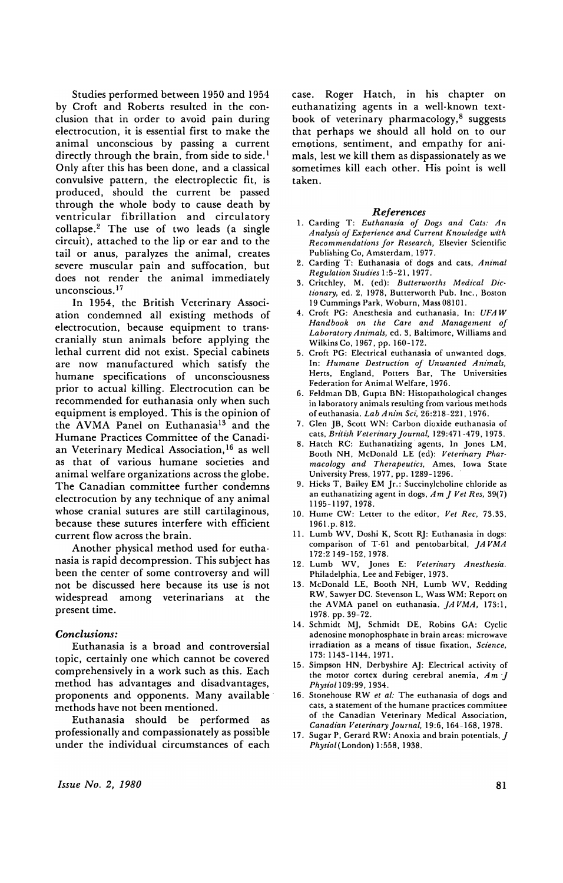Studies performed between 1950 and 1954 by Croft and Roberts resulted in the conclusion that in order to avoid pain during electrocution, it is essential first to make the animal unconscious by passing a current directly through the brain, from side to side.[1] Only after this has been done, and a classical convulsive pattern, the electroplectic fit, is produced, should the current be passed through the whole body to cause death by ventricular fibrillation and circulatory collapse.[2] The use of two leads (a single circuit), attached to the lip or ear and to the tail or anus, paralyzes the animal, creates severe muscular pain and suffocation, but does not render the animal immediately unconscious.[17]

In 1954, the British Veterinary Association condemned all existing methods of electrocution, because equipment to transcranially stun animals before applying the lethal current did not exist. Special cabinets are now manufactured which satisfy the humane specifications of unconsciousness prior to actual killing. Electrocution can be recommended for euthanasia only when such equipment is employed. This is the opinion of the AVMA Panel on Euthanasia[13] and the Humane Practices Committee of the Canadian Veterinary Medical Association,[16] as well as that of various humane societies and animal welfare organizations across the globe. The Canadian committee further condemns electrocution by any technique of any animal whose cranial sutures are still cartilaginous, because these sutures interfere with efficient current flow across the brain.

Another physical method used for euthanasia is rapid decompression. This subject has been the center of some controversy and will not be discussed here because its use is not widespread among veterinarians at the present time.

### *Conclusions:*

Euthanasia is a broad and controversial topic, certainly one which cannot be covered comprehensively in a work such as this. Each method has advantages and disadvantages, proponents and opponents. Many available methods have not been mentioned.

Euthanasia should be performed as professionally and compassionately as possible under the individual circumstances of each case. Roger Hatch, in his chapter on euthanatizing agents in a well-known textbook of veterinary pharmacology,[8] suggests that perhaps we should all hold on to our emotions, sentiment, and empathy for animals, lest we kill them as dispassionately as we sometimes kill each other. His point is well taken.

### *References*

1. Carding T: *Euthanasia of Dogs and Cats: An Analysis of Experience and Current Knowledge with Recommendations for Research,* Elsevier Scientific Publishing Co, Amsterdam, 1977.
2. Carding T: Euthanasia of dogs and cats, *Animal Regulation Studies* 1:5-21, 1977.
3. Critchley, M. (ed): *Butterworths Medical Dictionary,* ed. 2, 1978, Butterworth Pub. Inc., Boston 19 Cummings Park, Woburn, Mass 08101.
4. Croft PG: Anesthesia and euthanasia, In: *UFAW Handbook on the Care and Management of Laboratory Animals,* ed. 3, Baltimore, Williams and Wilkins Co, 1967, pp. 160-172.
5. Croft PG: Electrical euthanasia of unwanted dogs, In: *Humane Destruction of Unwanted Animals,* Herts, England, Potters Bar, The Universities Federation for Animal Welfare, 1976.
6. Feldman DB, Gupta BN: Histopathological changes in laboratory animals resulting from various methods of euthanasia. *Lab Anim Sci,* 26:218-221, 1976.
7. Glen JB, Scott WN: Carbon dioxide euthanasia of cats, *British Veterinary Journal,* 129:471-479, 1973.
8. Hatch RC: Euthanatizing agents, In Jones LM, Booth NH, McDonald LE (ed): *Veterinary Pharmacology and Therapeutics,* Ames, Iowa State University Press, 1977, pp. 1289-1296.
9. Hicks T, Bailey EM Jr.: Succinylcholine chloride as an euthanatizing agent in dogs, *Am J Vet Res,* 39(7) 1195-1197, 1978.
10. Hume CW: Letter to the editor, *Vet Rec,* 73.33, 1961.p. 812.
11. Lumb WV, Doshi K, Scott RJ: Euthanasia in dogs: comparison of T-61 and pentobarbital, *JAVMA* 172:2 149-152, 1978.
12. Lumb WV, Jones E: *Veterinary Anesthesia.* Philadelphia, Lee and Febiger, 1973.
13. McDonald LE, Booth NH, Lumb WV, Redding RW, Sawyer DC. Stevenson L, Wass WM: Report on the AVMA panel on euthanasia. *JAVMA,* 173:1, 1978. pp. 39-72.
14. Schmidt MJ, Schmidt DE, Robins GA: Cyclic adenosine monophosphate in brain areas: microwave irradiation as a means of tissue fixation, *Science,* 173: 1143-1144, 1971.
15. Simpson HN, Derbyshire AJ: Electrical activity of the motor cortex during cerebral anemia, *Am J Physiol* 109:99, 1934.
16. Stonehouse RW *et al:* The euthanasia of dogs and cats, a statement of the humane practices committee of the Canadian Veterinary Medical Association, *Canadian Veterinary Journal,* 19:6, 164-168, 1978.
17. Sugar P, Gerard RW: Anoxia and brain potentials, *J Physiol* (London) 1:558, 1938.